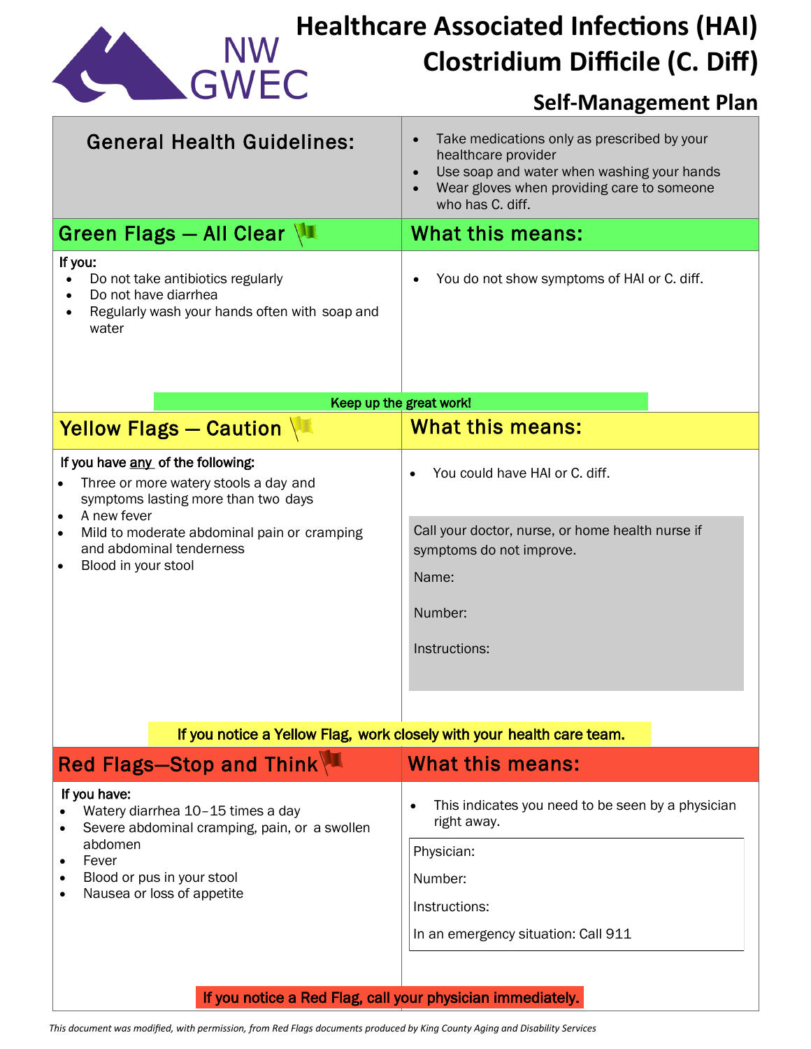NW GWEC

# Healthcare Associated Infections (HAI) Clostridium Difficile (C. Diff)

## Self-Management Plan

| General Health Guidelines: | • Take medications only as prescribed by your healthcare provider<br>• Use soap and water when washing your hands<br>• Wear gloves when providing care to someone who has C. diff. |
|---|---|
| **Green Flags — All Clear** | **What this means:** |
| **If you:**<br>• Do not take antibiotics regularly<br>• Do not have diarrhea<br>• Regularly wash your hands often with soap and water | • You do not show symptoms of HAI or C. diff. |
| **Keep up the great work!** | |
| **Yellow Flags — Caution** | **What this means:** |
| **If you have <u>any</u> of the following:**<br>• Three or more watery stools a day and symptoms lasting more than two days<br>• A new fever<br>• Mild to moderate abdominal pain or cramping and abdominal tenderness<br>• Blood in your stool | • You could have HAI or C. diff.<br><br>Call your doctor, nurse, or home health nurse if symptoms do not improve.<br>Name:<br>Number:<br>Instructions: |
| **If you notice a Yellow Flag, work closely with your health care team.** | |
| **Red Flags—Stop and Think** | **What this means:** |
| **If you have:**<br>• Watery diarrhea 10–15 times a day<br>• Severe abdominal cramping, pain, or a swollen abdomen<br>• Fever<br>• Blood or pus in your stool<br>• Nausea or loss of appetite | • This indicates you need to be seen by a physician right away.<br><br>Physician:<br>Number:<br>Instructions:<br>In an emergency situation: Call 911 |
| **If you notice a Red Flag, call your physician immediately.** | |

*This document was modified, with permission, from Red Flags documents produced by King County Aging and Disability Services*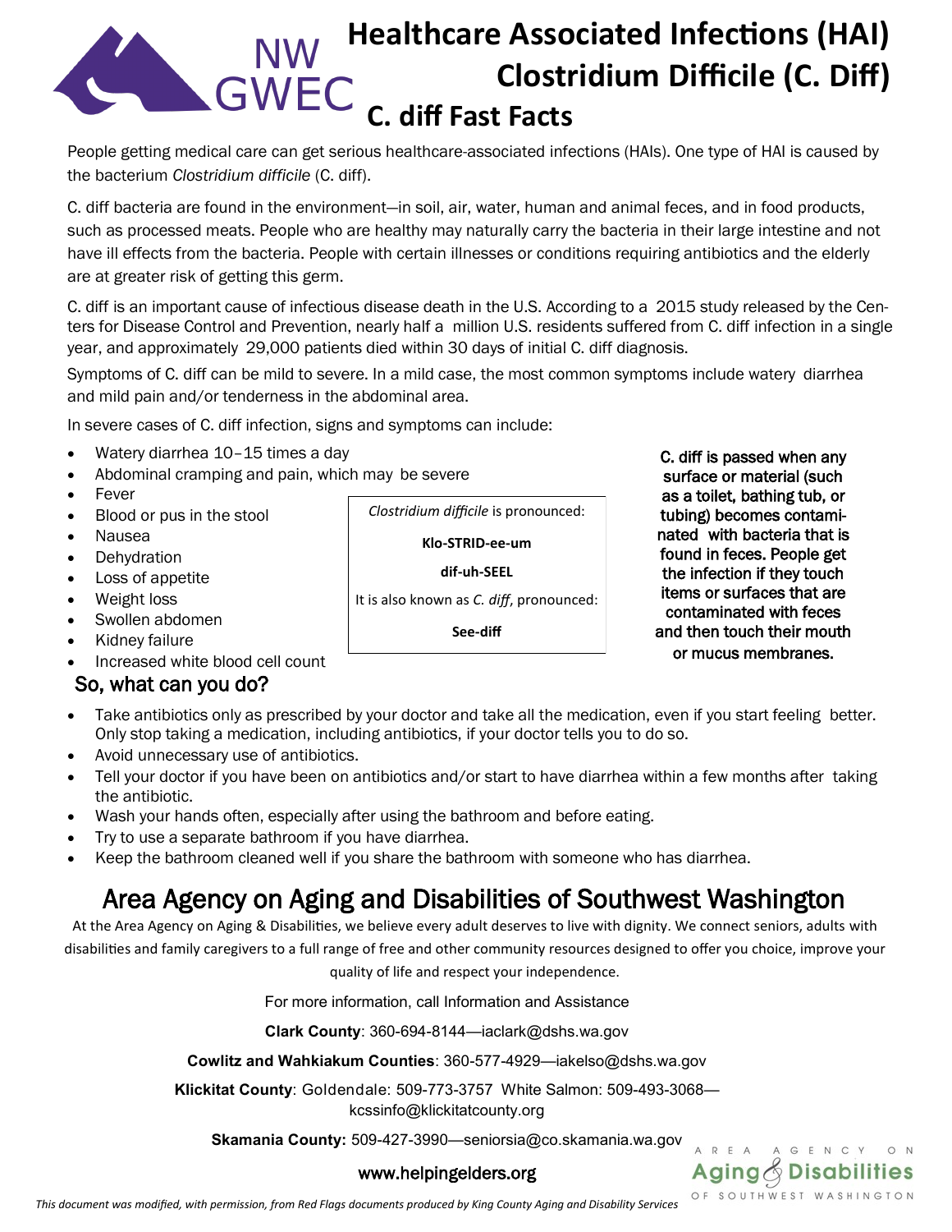NW GWEC

# Healthcare Associated Infections (HAI) Clostridium Difficile (C. Diff)

## C. diff Fast Facts

People getting medical care can get serious healthcare-associated infections (HAIs). One type of HAI is caused by the bacterium *Clostridium difficile* (C. diff).

C. diff bacteria are found in the environment—in soil, air, water, human and animal feces, and in food products, such as processed meats. People who are healthy may naturally carry the bacteria in their large intestine and not have ill effects from the bacteria. People with certain illnesses or conditions requiring antibiotics and the elderly are at greater risk of getting this germ.

C. diff is an important cause of infectious disease death in the U.S. According to a 2015 study released by the Centers for Disease Control and Prevention, nearly half a million U.S. residents suffered from C. diff infection in a single year, and approximately 29,000 patients died within 30 days of initial C. diff diagnosis.

Symptoms of C. diff can be mild to severe. In a mild case, the most common symptoms include watery diarrhea and mild pain and/or tenderness in the abdominal area.

In severe cases of C. diff infection, signs and symptoms can include:

- Watery diarrhea 10–15 times a day
- Abdominal cramping and pain, which may be severe
- Fever
- Blood or pus in the stool
- Nausea
- Dehydration
- Loss of appetite
- Weight loss
- Swollen abdomen
- Kidney failure
- Increased white blood cell count

*Clostridium difficile* is pronounced:

**Klo-STRID-ee-um**

**dif-uh-SEEL**

It is also known as *C. diff*, pronounced:

**See-diff**

**C. diff is passed when any surface or material (such as a toilet, bathing tub, or tubing) becomes contaminated with bacteria that is found in feces. People get the infection if they touch items or surfaces that are contaminated with feces and then touch their mouth or mucus membranes.**

## So, what can you do?

- Take antibiotics only as prescribed by your doctor and take all the medication, even if you start feeling better. Only stop taking a medication, including antibiotics, if your doctor tells you to do so.
- Avoid unnecessary use of antibiotics.
- Tell your doctor if you have been on antibiotics and/or start to have diarrhea within a few months after taking the antibiotic.
- Wash your hands often, especially after using the bathroom and before eating.
- Try to use a separate bathroom if you have diarrhea.
- Keep the bathroom cleaned well if you share the bathroom with someone who has diarrhea.

## Area Agency on Aging and Disabilities of Southwest Washington

At the Area Agency on Aging & Disabilities, we believe every adult deserves to live with dignity. We connect seniors, adults with disabilities and family caregivers to a full range of free and other community resources designed to offer you choice, improve your quality of life and respect your independence.

For more information, call Information and Assistance

**Clark County**: 360-694-8144—iaclark@dshs.wa.gov

**Cowlitz and Wahkiakum Counties**: 360-577-4929—iakelso@dshs.wa.gov

**Klickitat County**: Goldendale: 509-773-3757 White Salmon: 509-493-3068—kcssinfo@klickitatcounty.org

**Skamania County:** 509-427-3990—seniorsia@co.skamania.wa.gov

www.helpingelders.org

AREA AGENCY ON Aging & Disabilities OF SOUTHWEST WASHINGTON

*This document was modified, with permission, from Red Flags documents produced by King County Aging and Disability Services*